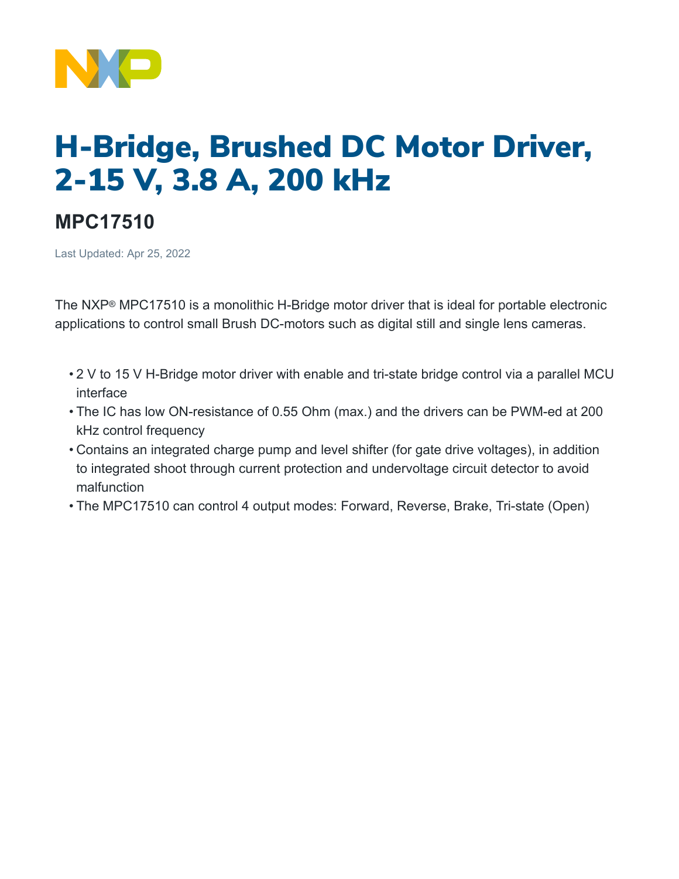# H-Bridge, Brushed DC Motor Driver, 2-15 V, 3.8 A, 200 kHz

## MPC17510

Last Updated: Apr 25, 2022

The NXP® MPC17510 is a monolithic H-Bridge motor driver that is ideal for portable electronic applications to control small Brush DC-motors such as digital still and single lens cameras.

- 2 V to 15 V H-Bridge motor driver with enable and tri-state bridge control via a parallel MCU interface
- The IC has low ON-resistance of 0.55 Ohm (max.) and the drivers can be PWM-ed at 200 kHz control frequency
- Contains an integrated charge pump and level shifter (for gate drive voltages), in addition to integrated shoot through current protection and undervoltage circuit detector to avoid malfunction
- The MPC17510 can control 4 output modes: Forward, Reverse, Brake, Tri-state (Open)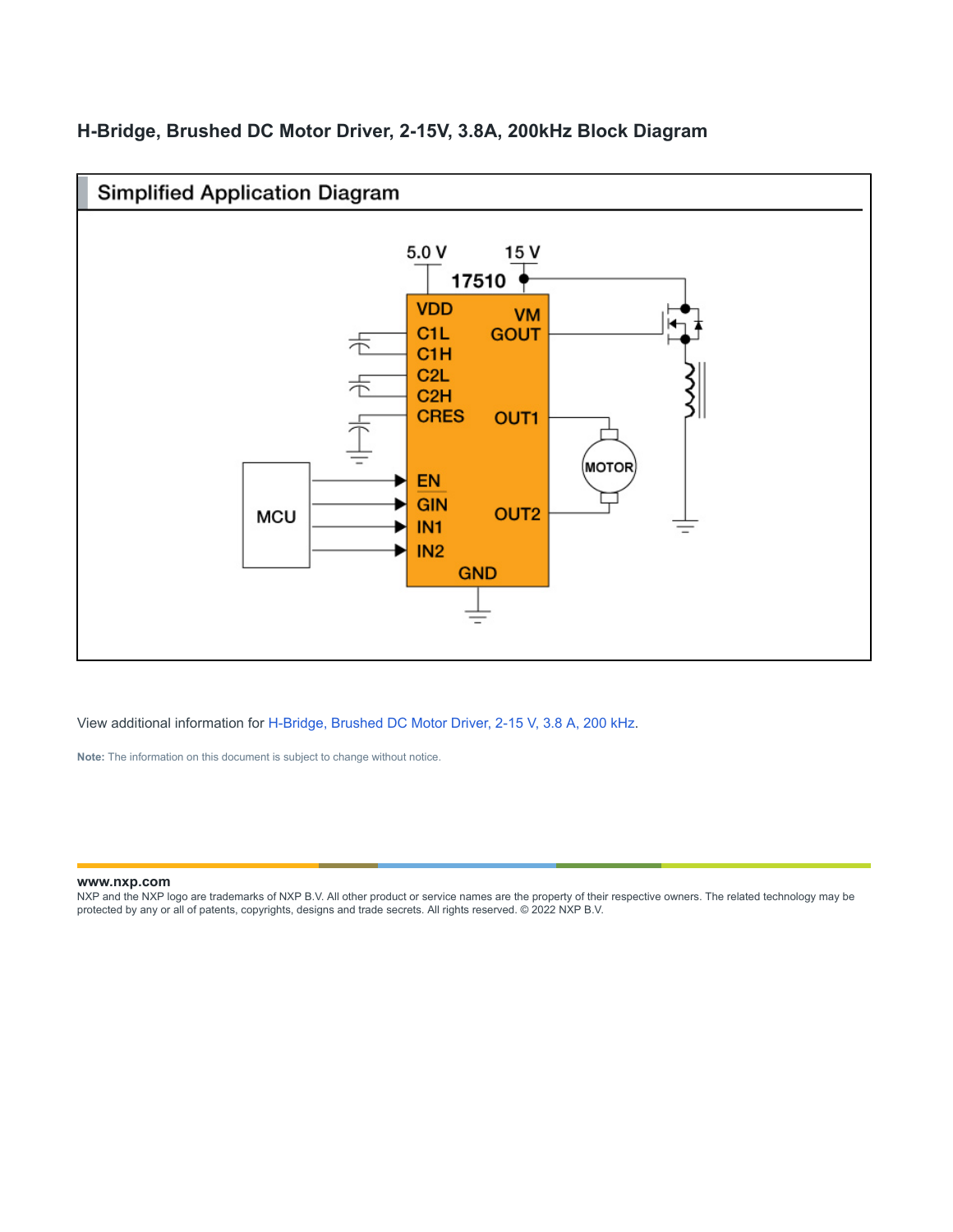## H-Bridge, Brushed DC Motor Driver, 2-15V, 3.8A, 200kHz Block Diagram

### Simplified Application Diagram

5.0 V
15 V
17510
VDD
VM
C1L
GOUT
C1H
C2L
C2H
CRES
OUT1
MOTOR
EN
GIN
OUT2
MCU
IN1
IN2
GND

View additional information for H-Bridge, Brushed DC Motor Driver, 2-15 V, 3.8 A, 200 kHz.

**Note:** The information on this document is subject to change without notice.

**www.nxp.com**
NXP and the NXP logo are trademarks of NXP B.V. All other product or service names are the property of their respective owners. The related technology may be protected by any or all of patents, copyrights, designs and trade secrets. All rights reserved. © 2022 NXP B.V.